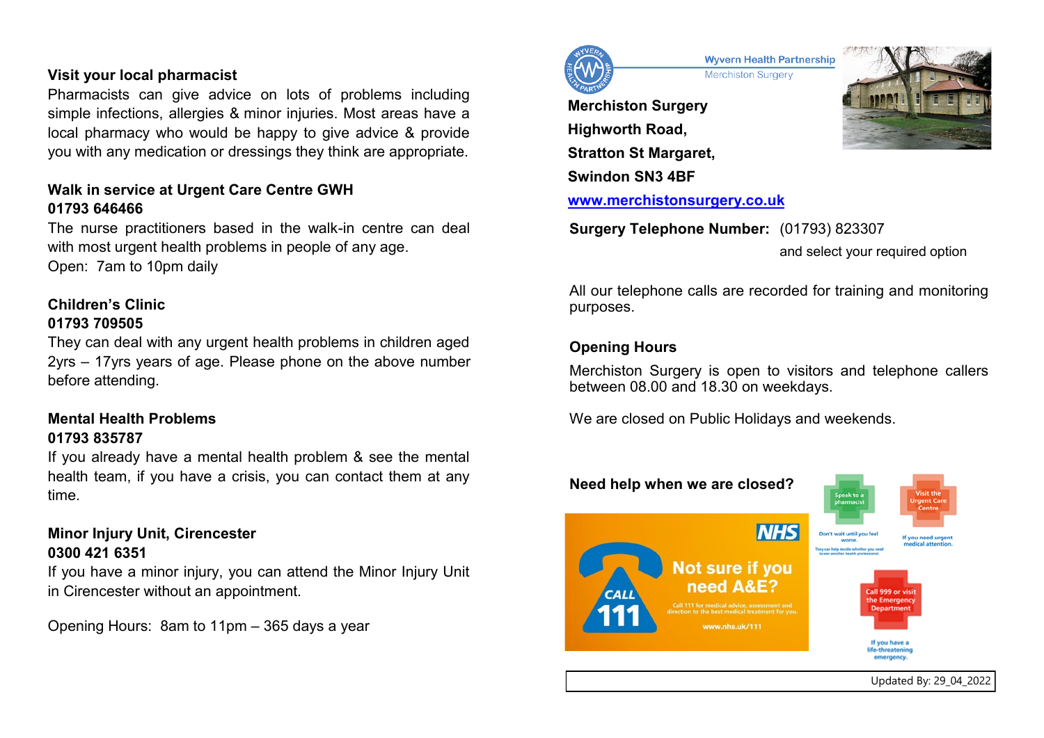## Visit your local pharmacist

Pharmacists can give advice on lots of problems including simple infections, allergies & minor injuries. Most areas have a local pharmacy who would be happy to give advice & provide you with any medication or dressings they think are appropriate.

## Walk in service at Urgent Care Centre GWH
**01793 646466**

The nurse practitioners based in the walk-in centre can deal with most urgent health problems in people of any age.
Open: 7am to 10pm daily

## Children's Clinic
**01793 709505**

They can deal with any urgent health problems in children aged 2yrs – 17yrs years of age. Please phone on the above number before attending.

## Mental Health Problems
**01793 835787**

If you already have a mental health problem & see the mental health team, if you have a crisis, you can contact them at any time.

## Minor Injury Unit, Cirencester
**0300 421 6351**

If you have a minor injury, you can attend the Minor Injury Unit in Cirencester without an appointment.

Opening Hours: 8am to 11pm – 365 days a year

Wyvern Health Partnership
Merchiston Surgery

**Merchiston Surgery**
**Highworth Road,**
**Stratton St Margaret,**
**Swindon SN3 4BF**

www.merchistonsurgery.co.uk

**Surgery Telephone Number:** (01793) 823307
and select your required option

All our telephone calls are recorded for training and monitoring purposes.

## Opening Hours

Merchiston Surgery is open to visitors and telephone callers between 08.00 and 18.30 on weekdays.

We are closed on Public Holidays and weekends.

## Need help when we are closed?

NHS

Not sure if you need A&E?

CALL 111

Call 111 for medical advice, assessment and direction to the best medical treatment for you.

www.nhs.uk/111

Speak to a pharmacist – Don't wait until you feel worse. They can help decide whether you need to see another health professional.

Visit the Urgent Care Centre – If you need urgent medical attention.

Call 999 or visit the Emergency Department – If you have a life-threatening emergency.

Updated By: 29_04_2022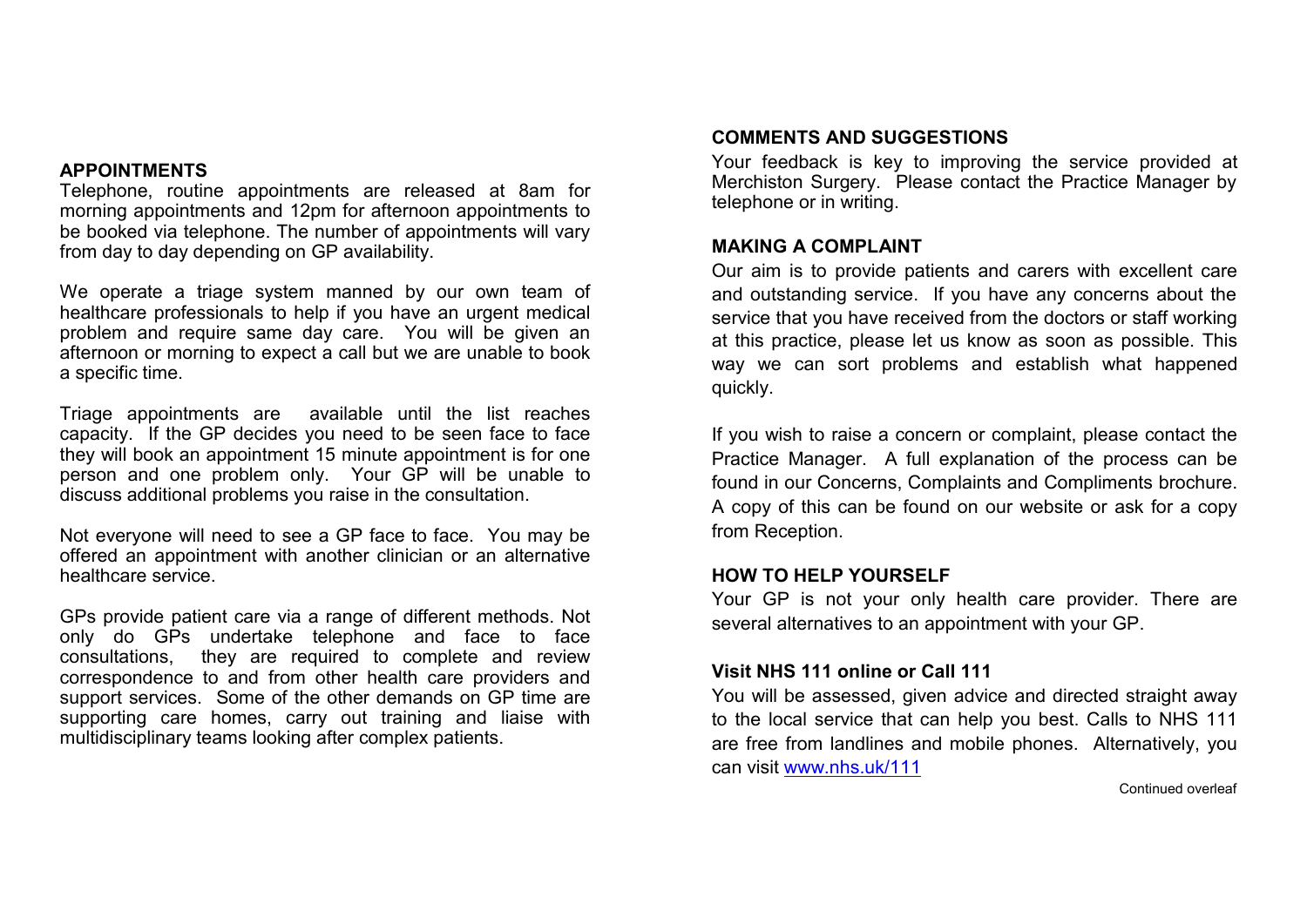## APPOINTMENTS

Telephone, routine appointments are released at 8am for morning appointments and 12pm for afternoon appointments to be booked via telephone. The number of appointments will vary from day to day depending on GP availability.

We operate a triage system manned by our own team of healthcare professionals to help if you have an urgent medical problem and require same day care. You will be given an afternoon or morning to expect a call but we are unable to book a specific time.

Triage appointments are available until the list reaches capacity. If the GP decides you need to be seen face to face they will book an appointment 15 minute appointment is for one person and one problem only. Your GP will be unable to discuss additional problems you raise in the consultation.

Not everyone will need to see a GP face to face. You may be offered an appointment with another clinician or an alternative healthcare service.

GPs provide patient care via a range of different methods. Not only do GPs undertake telephone and face to face consultations, they are required to complete and review correspondence to and from other health care providers and support services. Some of the other demands on GP time are supporting care homes, carry out training and liaise with multidisciplinary teams looking after complex patients.

## COMMENTS AND SUGGESTIONS

Your feedback is key to improving the service provided at Merchiston Surgery. Please contact the Practice Manager by telephone or in writing.

## MAKING A COMPLAINT

Our aim is to provide patients and carers with excellent care and outstanding service. If you have any concerns about the service that you have received from the doctors or staff working at this practice, please let us know as soon as possible. This way we can sort problems and establish what happened quickly.

If you wish to raise a concern or complaint, please contact the Practice Manager. A full explanation of the process can be found in our Concerns, Complaints and Compliments brochure. A copy of this can be found on our website or ask for a copy from Reception.

## HOW TO HELP YOURSELF

Your GP is not your only health care provider. There are several alternatives to an appointment with your GP.

### Visit NHS 111 online or Call 111

You will be assessed, given advice and directed straight away to the local service that can help you best. Calls to NHS 111 are free from landlines and mobile phones. Alternatively, you can visit www.nhs.uk/111

Continued overleaf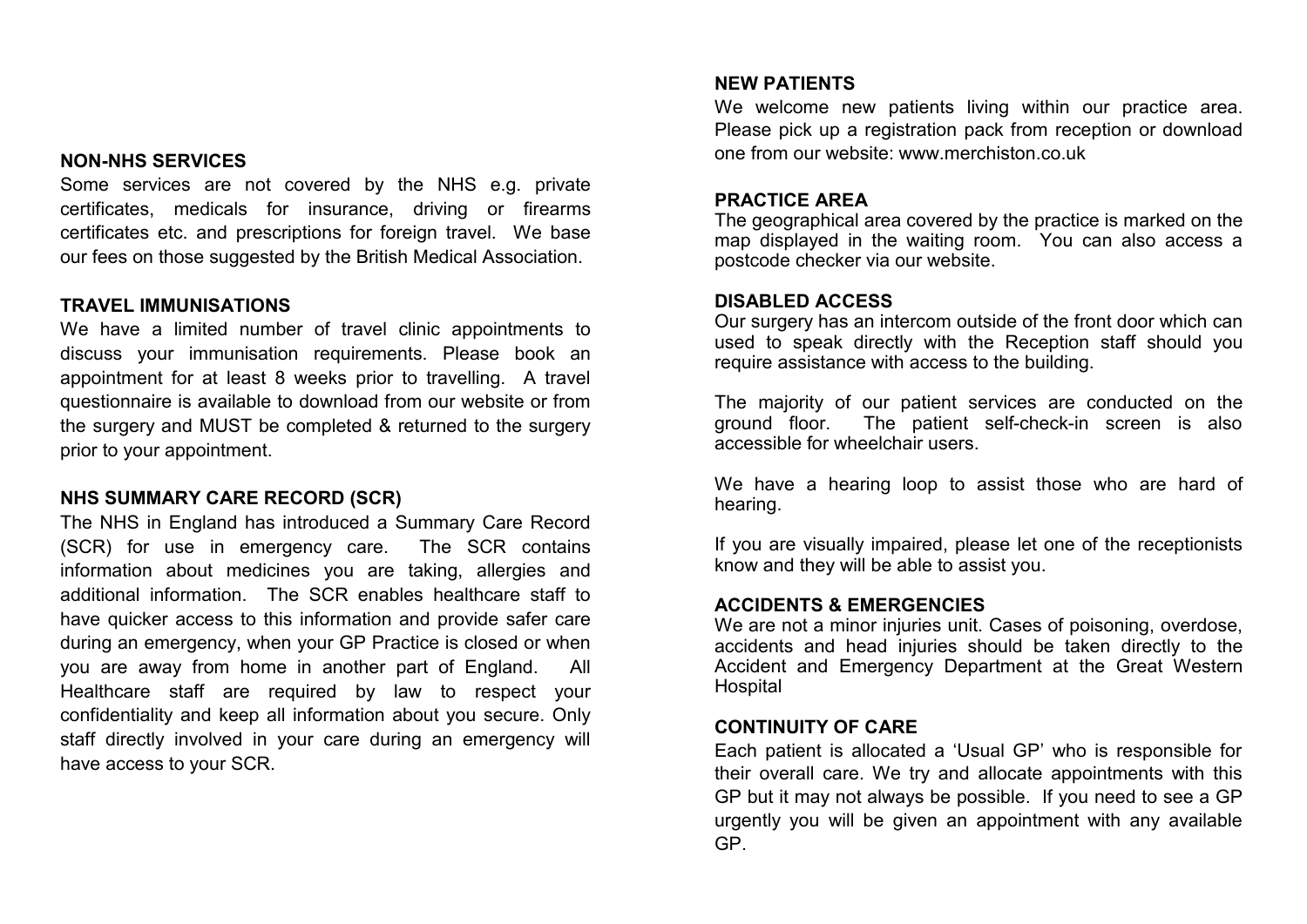## NON-NHS SERVICES

Some services are not covered by the NHS e.g. private certificates, medicals for insurance, driving or firearms certificates etc. and prescriptions for foreign travel. We base our fees on those suggested by the British Medical Association.

## TRAVEL IMMUNISATIONS

We have a limited number of travel clinic appointments to discuss your immunisation requirements. Please book an appointment for at least 8 weeks prior to travelling. A travel questionnaire is available to download from our website or from the surgery and MUST be completed & returned to the surgery prior to your appointment.

## NHS SUMMARY CARE RECORD (SCR)

The NHS in England has introduced a Summary Care Record (SCR) for use in emergency care. The SCR contains information about medicines you are taking, allergies and additional information. The SCR enables healthcare staff to have quicker access to this information and provide safer care during an emergency, when your GP Practice is closed or when you are away from home in another part of England. All Healthcare staff are required by law to respect your confidentiality and keep all information about you secure. Only staff directly involved in your care during an emergency will have access to your SCR.

## NEW PATIENTS

We welcome new patients living within our practice area. Please pick up a registration pack from reception or download one from our website: www.merchiston.co.uk

## PRACTICE AREA

The geographical area covered by the practice is marked on the map displayed in the waiting room. You can also access a postcode checker via our website.

## DISABLED ACCESS

Our surgery has an intercom outside of the front door which can used to speak directly with the Reception staff should you require assistance with access to the building.

The majority of our patient services are conducted on the ground floor. The patient self-check-in screen is also accessible for wheelchair users.

We have a hearing loop to assist those who are hard of hearing.

If you are visually impaired, please let one of the receptionists know and they will be able to assist you.

## ACCIDENTS & EMERGENCIES

We are not a minor injuries unit. Cases of poisoning, overdose, accidents and head injuries should be taken directly to the Accident and Emergency Department at the Great Western Hospital

## CONTINUITY OF CARE

Each patient is allocated a 'Usual GP' who is responsible for their overall care. We try and allocate appointments with this GP but it may not always be possible. If you need to see a GP urgently you will be given an appointment with any available GP.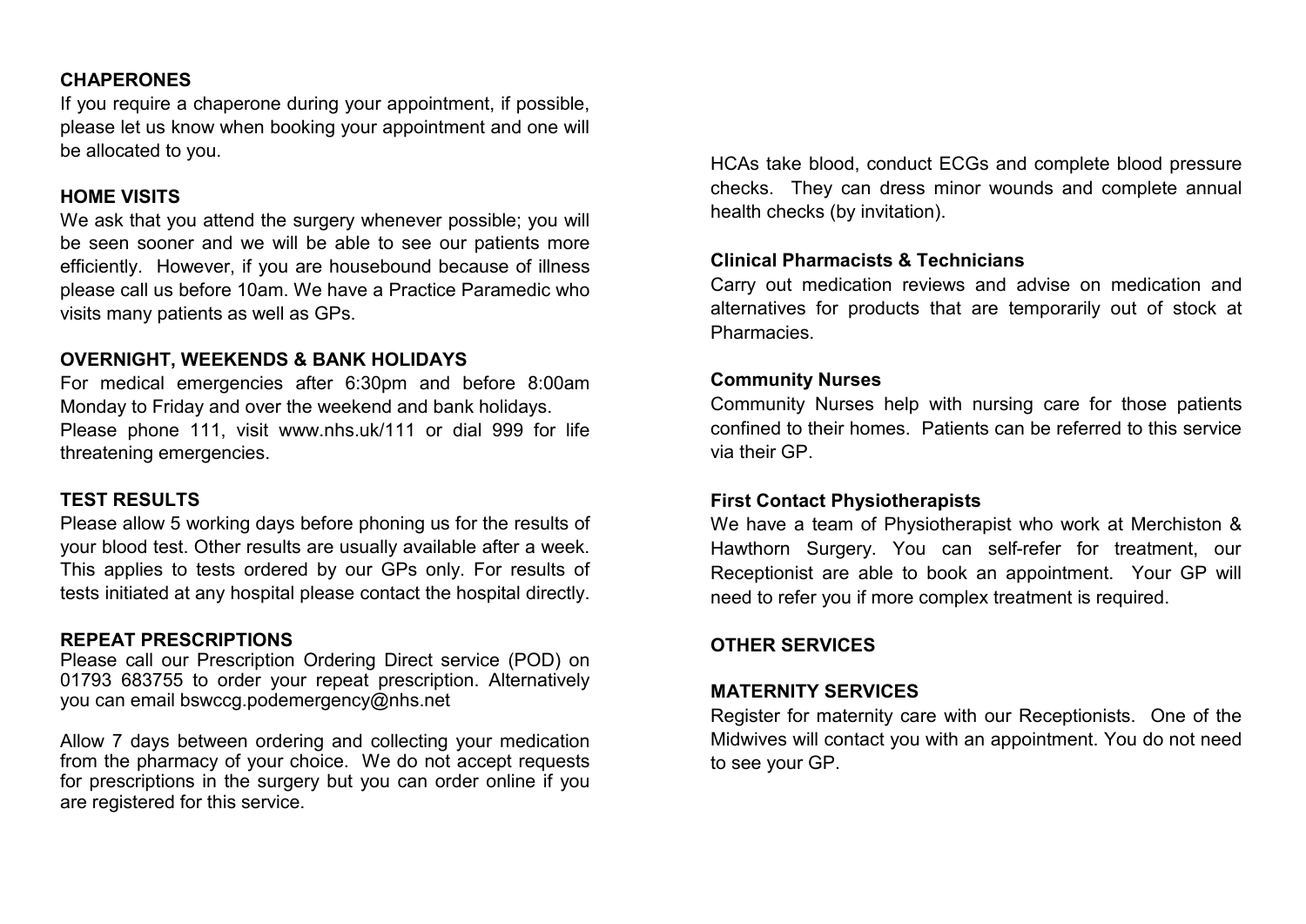## CHAPERONES

If you require a chaperone during your appointment, if possible, please let us know when booking your appointment and one will be allocated to you.

## HOME VISITS

We ask that you attend the surgery whenever possible; you will be seen sooner and we will be able to see our patients more efficiently. However, if you are housebound because of illness please call us before 10am. We have a Practice Paramedic who visits many patients as well as GPs.

## OVERNIGHT, WEEKENDS & BANK HOLIDAYS

For medical emergencies after 6:30pm and before 8:00am Monday to Friday and over the weekend and bank holidays.
Please phone 111, visit www.nhs.uk/111 or dial 999 for life threatening emergencies.

## TEST RESULTS

Please allow 5 working days before phoning us for the results of your blood test. Other results are usually available after a week. This applies to tests ordered by our GPs only. For results of tests initiated at any hospital please contact the hospital directly.

## REPEAT PRESCRIPTIONS

Please call our Prescription Ordering Direct service (POD) on 01793 683755 to order your repeat prescription. Alternatively you can email bswccg.podemergency@nhs.net

Allow 7 days between ordering and collecting your medication from the pharmacy of your choice. We do not accept requests for prescriptions in the surgery but you can order online if you are registered for this service.

HCAs take blood, conduct ECGs and complete blood pressure checks. They can dress minor wounds and complete annual health checks (by invitation).

### Clinical Pharmacists & Technicians

Carry out medication reviews and advise on medication and alternatives for products that are temporarily out of stock at Pharmacies.

### Community Nurses

Community Nurses help with nursing care for those patients confined to their homes. Patients can be referred to this service via their GP.

### First Contact Physiotherapists

We have a team of Physiotherapist who work at Merchiston & Hawthorn Surgery. You can self-refer for treatment, our Receptionist are able to book an appointment. Your GP will need to refer you if more complex treatment is required.

## OTHER SERVICES

## MATERNITY SERVICES

Register for maternity care with our Receptionists. One of the Midwives will contact you with an appointment. You do not need to see your GP.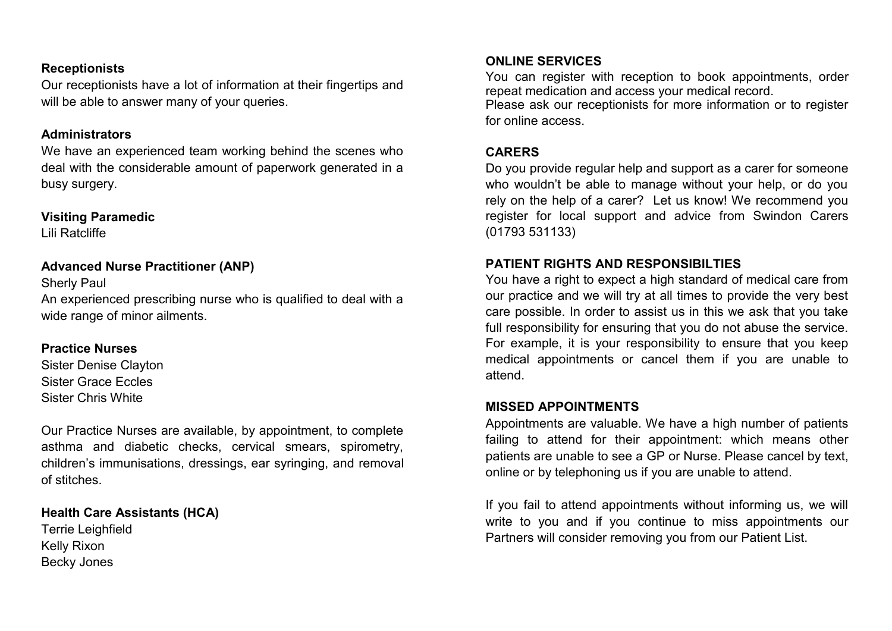**Receptionists**

Our receptionists have a lot of information at their fingertips and will be able to answer many of your queries.

**Administrators**

We have an experienced team working behind the scenes who deal with the considerable amount of paperwork generated in a busy surgery.

**Visiting Paramedic**

Lili Ratcliffe

**Advanced Nurse Practitioner (ANP)**

Sherly Paul

An experienced prescribing nurse who is qualified to deal with a wide range of minor ailments.

**Practice Nurses**

Sister Denise Clayton
Sister Grace Eccles
Sister Chris White

Our Practice Nurses are available, by appointment, to complete asthma and diabetic checks, cervical smears, spirometry, children's immunisations, dressings, ear syringing, and removal of stitches.

**Health Care Assistants (HCA)**

Terrie Leighfield
Kelly Rixon
Becky Jones

**ONLINE SERVICES**

You can register with reception to book appointments, order repeat medication and access your medical record.
Please ask our receptionists for more information or to register for online access.

**CARERS**

Do you provide regular help and support as a carer for someone who wouldn't be able to manage without your help, or do you rely on the help of a carer? Let us know! We recommend you register for local support and advice from Swindon Carers (01793 531133)

**PATIENT RIGHTS AND RESPONSIBILTIES**

You have a right to expect a high standard of medical care from our practice and we will try at all times to provide the very best care possible. In order to assist us in this we ask that you take full responsibility for ensuring that you do not abuse the service. For example, it is your responsibility to ensure that you keep medical appointments or cancel them if you are unable to attend.

**MISSED APPOINTMENTS**

Appointments are valuable. We have a high number of patients failing to attend for their appointment: which means other patients are unable to see a GP or Nurse. Please cancel by text, online or by telephoning us if you are unable to attend.

If you fail to attend appointments without informing us, we will write to you and if you continue to miss appointments our Partners will consider removing you from our Patient List.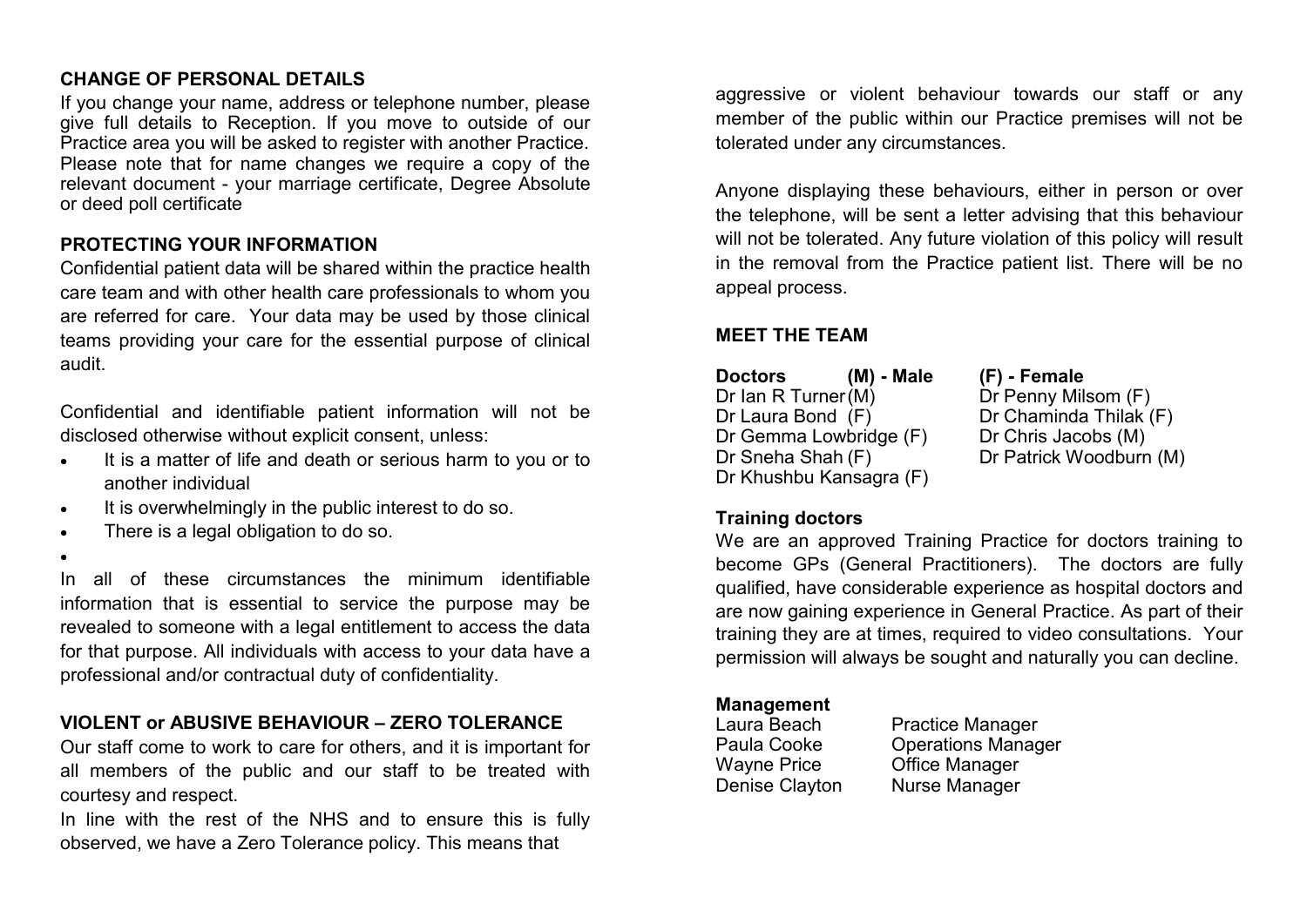## CHANGE OF PERSONAL DETAILS

If you change your name, address or telephone number, please give full details to Reception. If you move to outside of our Practice area you will be asked to register with another Practice. Please note that for name changes we require a copy of the relevant document - your marriage certificate, Degree Absolute or deed poll certificate

## PROTECTING YOUR INFORMATION

Confidential patient data will be shared within the practice health care team and with other health care professionals to whom you are referred for care. Your data may be used by those clinical teams providing your care for the essential purpose of clinical audit.

Confidential and identifiable patient information will not be disclosed otherwise without explicit consent, unless:

- It is a matter of life and death or serious harm to you or to another individual
- It is overwhelmingly in the public interest to do so.
- There is a legal obligation to do so.

In all of these circumstances the minimum identifiable information that is essential to service the purpose may be revealed to someone with a legal entitlement to access the data for that purpose. All individuals with access to your data have a professional and/or contractual duty of confidentiality.

## VIOLENT or ABUSIVE BEHAVIOUR – ZERO TOLERANCE

Our staff come to work to care for others, and it is important for all members of the public and our staff to be treated with courtesy and respect.

In line with the rest of the NHS and to ensure this is fully observed, we have a Zero Tolerance policy. This means that aggressive or violent behaviour towards our staff or any member of the public within our Practice premises will not be tolerated under any circumstances.

Anyone displaying these behaviours, either in person or over the telephone, will be sent a letter advising that this behaviour will not be tolerated. Any future violation of this policy will result in the removal from the Practice patient list. There will be no appeal process.

## MEET THE TEAM

**Doctors (M) - Male (F) - Female**

Dr Ian R Turner (M)
Dr Laura Bond (F)
Dr Gemma Lowbridge (F)
Dr Sneha Shah (F)
Dr Khushbu Kansagra (F)
Dr Penny Milsom (F)
Dr Chaminda Thilak (F)
Dr Chris Jacobs (M)
Dr Patrick Woodburn (M)

### Training doctors

We are an approved Training Practice for doctors training to become GPs (General Practitioners). The doctors are fully qualified, have considerable experience as hospital doctors and are now gaining experience in General Practice. As part of their training they are at times, required to video consultations. Your permission will always be sought and naturally you can decline.

### Management

| | |
|---|---|
| Laura Beach | Practice Manager |
| Paula Cooke | Operations Manager |
| Wayne Price | Office Manager |
| Denise Clayton | Nurse Manager |